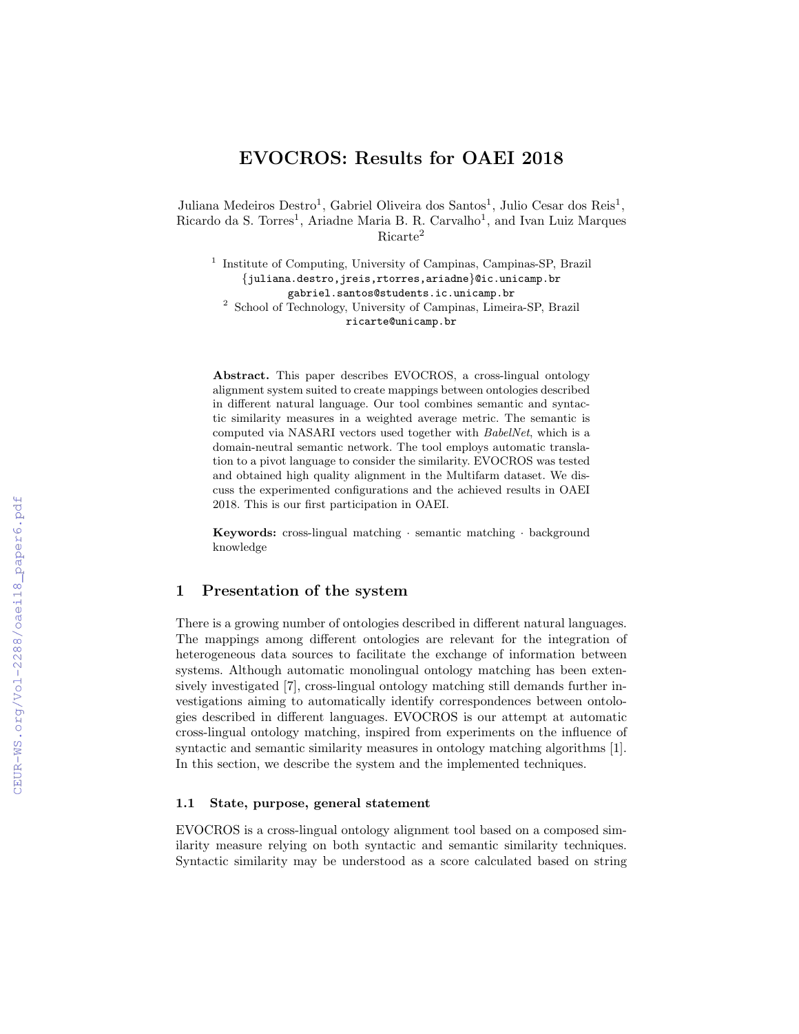# EVOCROS: Results for OAEI 2018

Juliana Medeiros Destro[1], Gabriel Oliveira dos Santos[1], Julio Cesar dos Reis[1], Ricardo da S. Torres[1], Ariadne Maria B. R. Carvalho[1], and Ivan Luiz Marques Ricarte[2]

[1] Institute of Computing, University of Campinas, Campinas-SP, Brazil
{juliana.destro,jreis,rtorres,ariadne}@ic.unicamp.br
gabriel.santos@students.ic.unicamp.br

[2] School of Technology, University of Campinas, Limeira-SP, Brazil
ricarte@unicamp.br

**Abstract.** This paper describes EVOCROS, a cross-lingual ontology alignment system suited to create mappings between ontologies described in different natural language. Our tool combines semantic and syntactic similarity measures in a weighted average metric. The semantic is computed via NASARI vectors used together with *BabelNet*, which is a domain-neutral semantic network. The tool employs automatic translation to a pivot language to consider the similarity. EVOCROS was tested and obtained high quality alignment in the Multifarm dataset. We discuss the experimented configurations and the achieved results in OAEI 2018. This is our first participation in OAEI.

**Keywords:** cross-lingual matching · semantic matching · background knowledge

## 1 Presentation of the system

There is a growing number of ontologies described in different natural languages. The mappings among different ontologies are relevant for the integration of heterogeneous data sources to facilitate the exchange of information between systems. Although automatic monolingual ontology matching has been extensively investigated [7], cross-lingual ontology matching still demands further investigations aiming to automatically identify correspondences between ontologies described in different languages. EVOCROS is our attempt at automatic cross-lingual ontology matching, inspired from experiments on the influence of syntactic and semantic similarity measures in ontology matching algorithms [1]. In this section, we describe the system and the implemented techniques.

### 1.1 State, purpose, general statement

EVOCROS is a cross-lingual ontology alignment tool based on a composed similarity measure relying on both syntactic and semantic similarity techniques. Syntactic similarity may be understood as a score calculated based on string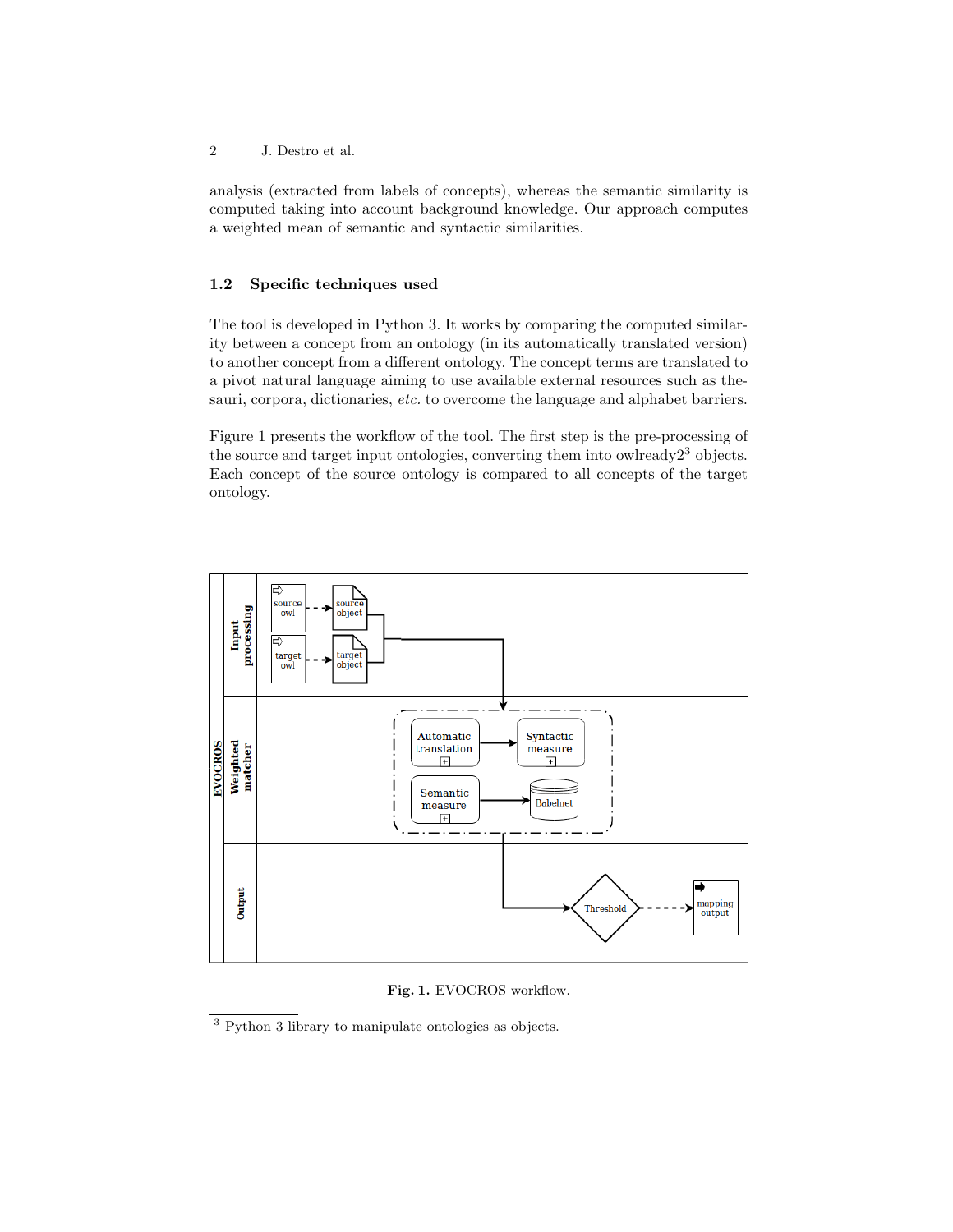analysis (extracted from labels of concepts), whereas the semantic similarity is computed taking into account background knowledge. Our approach computes a weighted mean of semantic and syntactic similarities.

### 1.2 Specific techniques used

The tool is developed in Python 3. It works by comparing the computed similarity between a concept from an ontology (in its automatically translated version) to another concept from a different ontology. The concept terms are translated to a pivot natural language aiming to use available external resources such as thesauri, corpora, dictionaries, *etc.* to overcome the language and alphabet barriers.

Figure 1 presents the workflow of the tool. The first step is the pre-processing of the source and target input ontologies, converting them into owlready2[3] objects. Each concept of the source ontology is compared to all concepts of the target ontology.

**Fig. 1.** EVOCROS workflow.

[3] Python 3 library to manipulate ontologies as objects.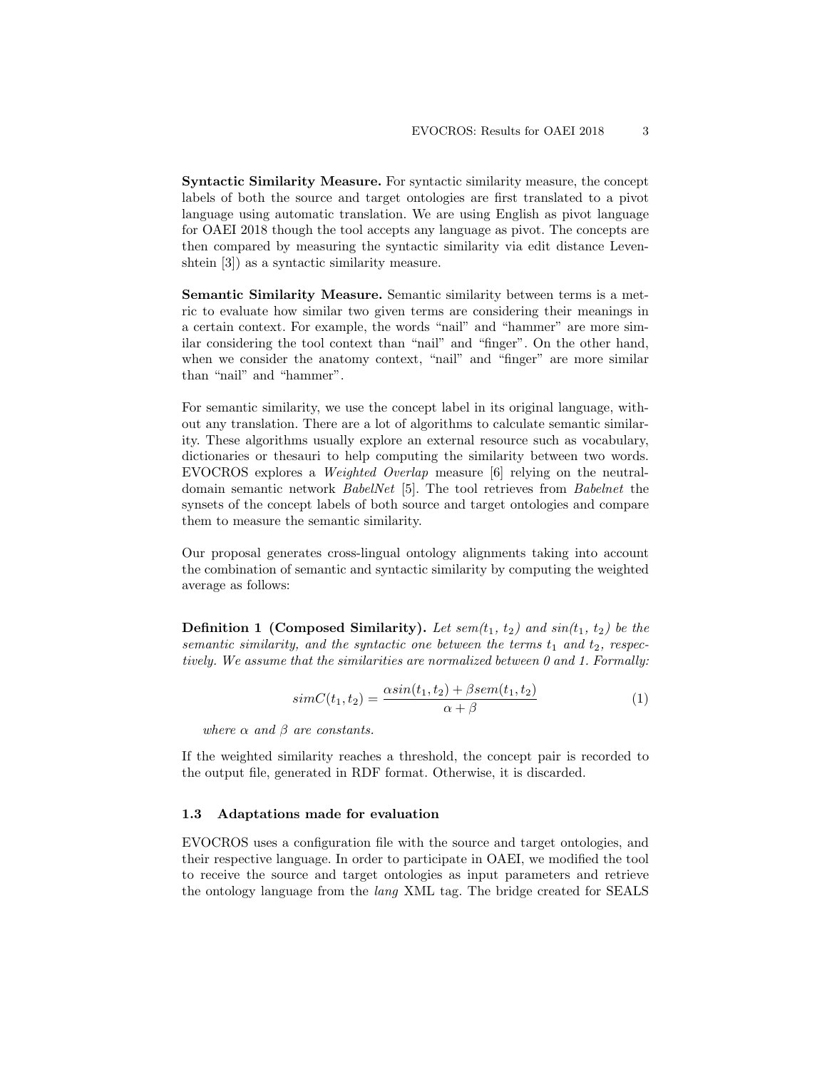**Syntactic Similarity Measure.** For syntactic similarity measure, the concept labels of both the source and target ontologies are first translated to a pivot language using automatic translation. We are using English as pivot language for OAEI 2018 though the tool accepts any language as pivot. The concepts are then compared by measuring the syntactic similarity via edit distance Levenshtein [3]) as a syntactic similarity measure.

**Semantic Similarity Measure.** Semantic similarity between terms is a metric to evaluate how similar two given terms are considering their meanings in a certain context. For example, the words "nail" and "hammer" are more similar considering the tool context than "nail" and "finger". On the other hand, when we consider the anatomy context, "nail" and "finger" are more similar than "nail" and "hammer".

For semantic similarity, we use the concept label in its original language, without any translation. There are a lot of algorithms to calculate semantic similarity. These algorithms usually explore an external resource such as vocabulary, dictionaries or thesauri to help computing the similarity between two words. EVOCROS explores a *Weighted Overlap* measure [6] relying on the neutral-domain semantic network *BabelNet* [5]. The tool retrieves from *Babelnet* the synsets of the concept labels of both source and target ontologies and compare them to measure the semantic similarity.

Our proposal generates cross-lingual ontology alignments taking into account the combination of semantic and syntactic similarity by computing the weighted average as follows:

**Definition 1 (Composed Similarity).** *Let $sem(t_1, t_2)$ and $sin(t_1, t_2)$ be the semantic similarity, and the syntactic one between the terms $t_1$ and $t_2$, respectively. We assume that the similarities are normalized between 0 and 1. Formally:*

$$simC(t_1, t_2) = \frac{\alpha sin(t_1, t_2) + \beta sem(t_1, t_2)}{\alpha + \beta} \tag{1}$$

*where $\alpha$ and $\beta$ are constants.*

If the weighted similarity reaches a threshold, the concept pair is recorded to the output file, generated in RDF format. Otherwise, it is discarded.

### 1.3 Adaptations made for evaluation

EVOCROS uses a configuration file with the source and target ontologies, and their respective language. In order to participate in OAEI, we modified the tool to receive the source and target ontologies as input parameters and retrieve the ontology language from the *lang* XML tag. The bridge created for SEALS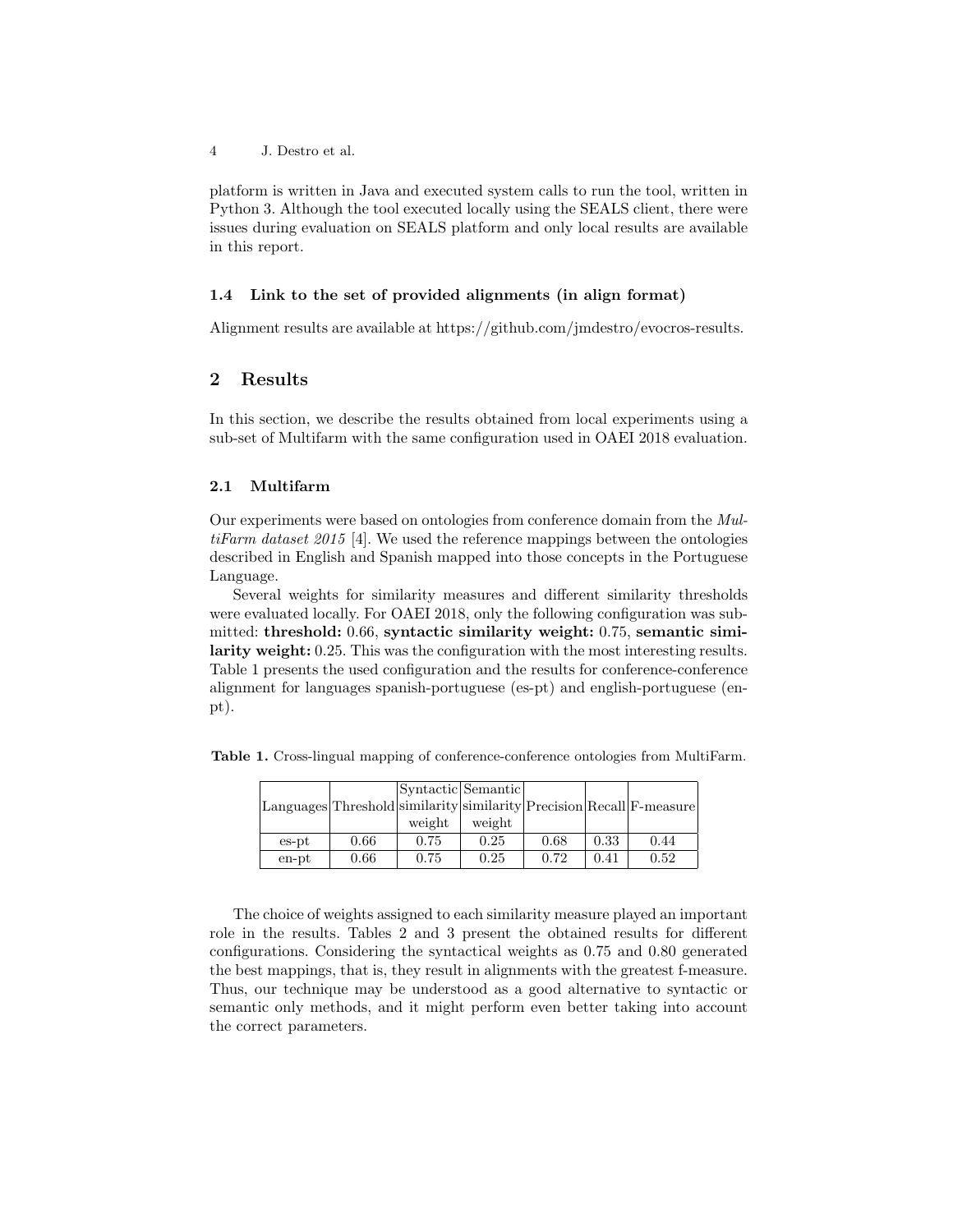platform is written in Java and executed system calls to run the tool, written in Python 3. Although the tool executed locally using the SEALS client, there were issues during evaluation on SEALS platform and only local results are available in this report.

### 1.4 Link to the set of provided alignments (in align format)

Alignment results are available at https://github.com/jmdestro/evocros-results.

## 2 Results

In this section, we describe the results obtained from local experiments using a sub-set of Multifarm with the same configuration used in OAEI 2018 evaluation.

### 2.1 Multifarm

Our experiments were based on ontologies from conference domain from the *MultiFarm dataset 2015* [4]. We used the reference mappings between the ontologies described in English and Spanish mapped into those concepts in the Portuguese Language.

Several weights for similarity measures and different similarity thresholds were evaluated locally. For OAEI 2018, only the following configuration was submitted: **threshold:** 0.66, **syntactic similarity weight:** 0.75, **semantic similarity weight:** 0.25. This was the configuration with the most interesting results. Table 1 presents the used configuration and the results for conference-conference alignment for languages spanish-portuguese (es-pt) and english-portuguese (en-pt).

**Table 1.** Cross-lingual mapping of conference-conference ontologies from MultiFarm.

| Languages | Threshold | Syntactic similarity weight | Semantic similarity weight | Precision | Recall | F-measure |
|---|---|---|---|---|---|---|
| es-pt | 0.66 | 0.75 | 0.25 | 0.68 | 0.33 | 0.44 |
| en-pt | 0.66 | 0.75 | 0.25 | 0.72 | 0.41 | 0.52 |

The choice of weights assigned to each similarity measure played an important role in the results. Tables 2 and 3 present the obtained results for different configurations. Considering the syntactical weights as 0.75 and 0.80 generated the best mappings, that is, they result in alignments with the greatest f-measure. Thus, our technique may be understood as a good alternative to syntactic or semantic only methods, and it might perform even better taking into account the correct parameters.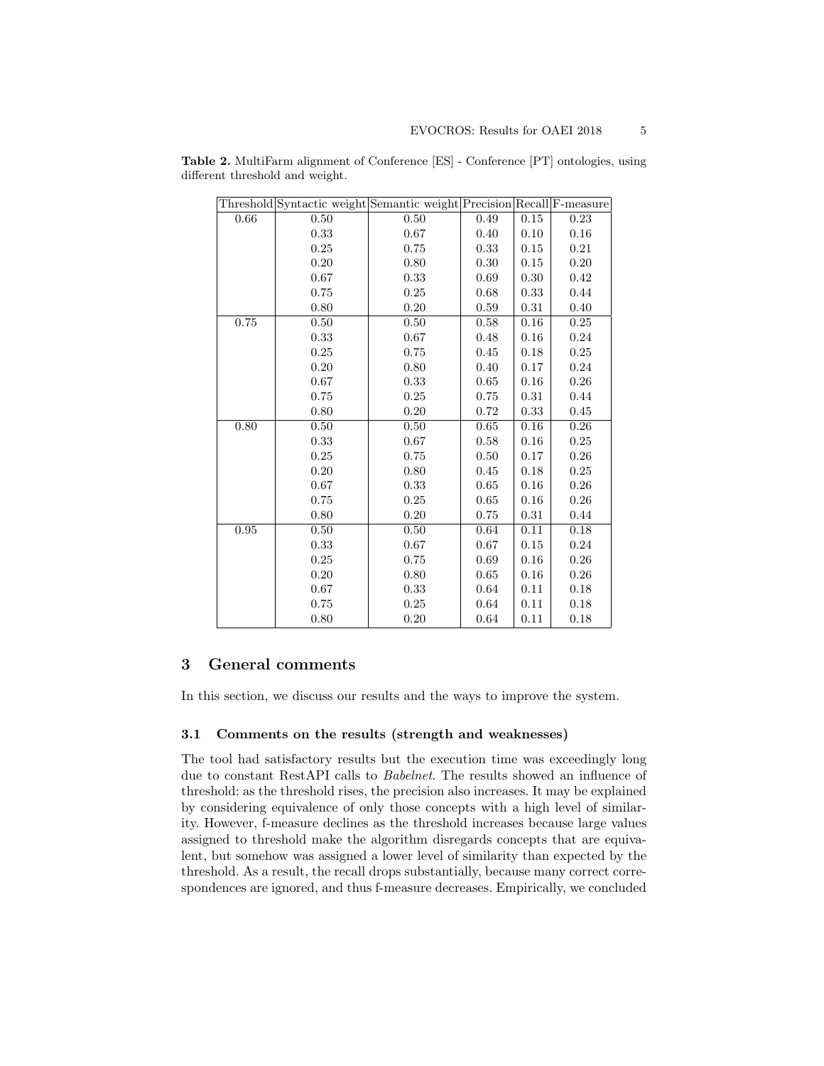**Table 2.** MultiFarm alignment of Conference [ES] - Conference [PT] ontologies, using different threshold and weight.

| Threshold | Syntactic weight | Semantic weight | Precision | Recall | F-measure |
|---|---|---|---|---|---|
| 0.66 | 0.50 | 0.50 | 0.49 | 0.15 | 0.23 |
| | 0.33 | 0.67 | 0.40 | 0.10 | 0.16 |
| | 0.25 | 0.75 | 0.33 | 0.15 | 0.21 |
| | 0.20 | 0.80 | 0.30 | 0.15 | 0.20 |
| | 0.67 | 0.33 | 0.69 | 0.30 | 0.42 |
| | 0.75 | 0.25 | 0.68 | 0.33 | 0.44 |
| | 0.80 | 0.20 | 0.59 | 0.31 | 0.40 |
| 0.75 | 0.50 | 0.50 | 0.58 | 0.16 | 0.25 |
| | 0.33 | 0.67 | 0.48 | 0.16 | 0.24 |
| | 0.25 | 0.75 | 0.45 | 0.18 | 0.25 |
| | 0.20 | 0.80 | 0.40 | 0.17 | 0.24 |
| | 0.67 | 0.33 | 0.65 | 0.16 | 0.26 |
| | 0.75 | 0.25 | 0.75 | 0.31 | 0.44 |
| | 0.80 | 0.20 | 0.72 | 0.33 | 0.45 |
| 0.80 | 0.50 | 0.50 | 0.65 | 0.16 | 0.26 |
| | 0.33 | 0.67 | 0.58 | 0.16 | 0.25 |
| | 0.25 | 0.75 | 0.50 | 0.17 | 0.26 |
| | 0.20 | 0.80 | 0.45 | 0.18 | 0.25 |
| | 0.67 | 0.33 | 0.65 | 0.16 | 0.26 |
| | 0.75 | 0.25 | 0.65 | 0.16 | 0.26 |
| | 0.80 | 0.20 | 0.75 | 0.31 | 0.44 |
| 0.95 | 0.50 | 0.50 | 0.64 | 0.11 | 0.18 |
| | 0.33 | 0.67 | 0.67 | 0.15 | 0.24 |
| | 0.25 | 0.75 | 0.69 | 0.16 | 0.26 |
| | 0.20 | 0.80 | 0.65 | 0.16 | 0.26 |
| | 0.67 | 0.33 | 0.64 | 0.11 | 0.18 |
| | 0.75 | 0.25 | 0.64 | 0.11 | 0.18 |
| | 0.80 | 0.20 | 0.64 | 0.11 | 0.18 |

## 3 General comments

In this section, we discuss our results and the ways to improve the system.

### 3.1 Comments on the results (strength and weaknesses)

The tool had satisfactory results but the execution time was exceedingly long due to constant RestAPI calls to *Babelnet*. The results showed an influence of threshold: as the threshold rises, the precision also increases. It may be explained by considering equivalence of only those concepts with a high level of similarity. However, f-measure declines as the threshold increases because large values assigned to threshold make the algorithm disregards concepts that are equivalent, but somehow was assigned a lower level of similarity than expected by the threshold. As a result, the recall drops substantially, because many correct correspondences are ignored, and thus f-measure decreases. Empirically, we concluded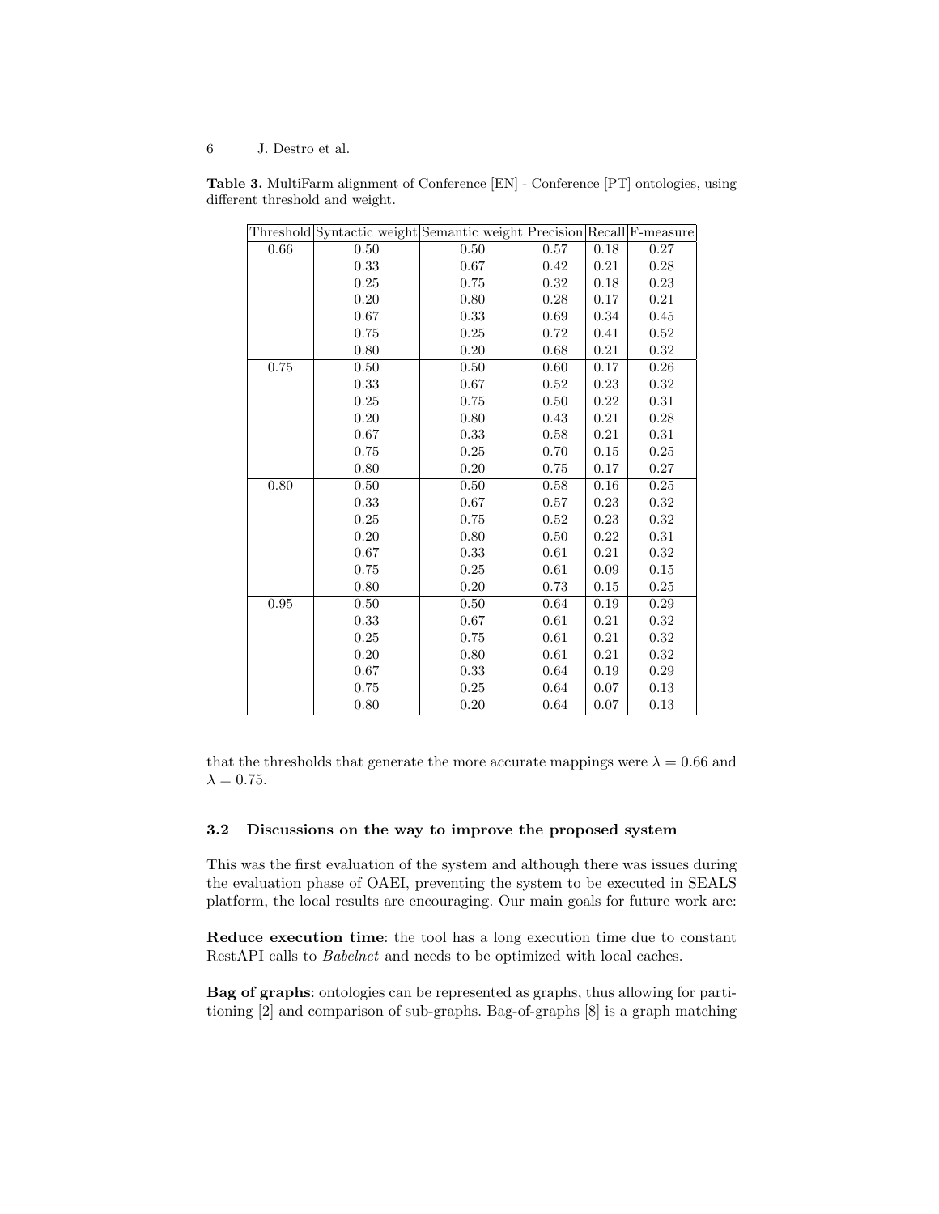**Table 3.** MultiFarm alignment of Conference [EN] - Conference [PT] ontologies, using different threshold and weight.

| Threshold | Syntactic weight | Semantic weight | Precision | Recall | F-measure |
|---|---|---|---|---|---|
| 0.66 | 0.50 | 0.50 | 0.57 | 0.18 | 0.27 |
| | 0.33 | 0.67 | 0.42 | 0.21 | 0.28 |
| | 0.25 | 0.75 | 0.32 | 0.18 | 0.23 |
| | 0.20 | 0.80 | 0.28 | 0.17 | 0.21 |
| | 0.67 | 0.33 | 0.69 | 0.34 | 0.45 |
| | 0.75 | 0.25 | 0.72 | 0.41 | 0.52 |
| | 0.80 | 0.20 | 0.68 | 0.21 | 0.32 |
| 0.75 | 0.50 | 0.50 | 0.60 | 0.17 | 0.26 |
| | 0.33 | 0.67 | 0.52 | 0.23 | 0.32 |
| | 0.25 | 0.75 | 0.50 | 0.22 | 0.31 |
| | 0.20 | 0.80 | 0.43 | 0.21 | 0.28 |
| | 0.67 | 0.33 | 0.58 | 0.21 | 0.31 |
| | 0.75 | 0.25 | 0.70 | 0.15 | 0.25 |
| | 0.80 | 0.20 | 0.75 | 0.17 | 0.27 |
| 0.80 | 0.50 | 0.50 | 0.58 | 0.16 | 0.25 |
| | 0.33 | 0.67 | 0.57 | 0.23 | 0.32 |
| | 0.25 | 0.75 | 0.52 | 0.23 | 0.32 |
| | 0.20 | 0.80 | 0.50 | 0.22 | 0.31 |
| | 0.67 | 0.33 | 0.61 | 0.21 | 0.32 |
| | 0.75 | 0.25 | 0.61 | 0.09 | 0.15 |
| | 0.80 | 0.20 | 0.73 | 0.15 | 0.25 |
| 0.95 | 0.50 | 0.50 | 0.64 | 0.19 | 0.29 |
| | 0.33 | 0.67 | 0.61 | 0.21 | 0.32 |
| | 0.25 | 0.75 | 0.61 | 0.21 | 0.32 |
| | 0.20 | 0.80 | 0.61 | 0.21 | 0.32 |
| | 0.67 | 0.33 | 0.64 | 0.19 | 0.29 |
| | 0.75 | 0.25 | 0.64 | 0.07 | 0.13 |
| | 0.80 | 0.20 | 0.64 | 0.07 | 0.13 |

that the thresholds that generate the more accurate mappings were $\lambda = 0.66$ and $\lambda = 0.75$.

### 3.2 Discussions on the way to improve the proposed system

This was the first evaluation of the system and although there was issues during the evaluation phase of OAEI, preventing the system to be executed in SEALS platform, the local results are encouraging. Our main goals for future work are:

**Reduce execution time**: the tool has a long execution time due to constant RestAPI calls to *Babelnet* and needs to be optimized with local caches.

**Bag of graphs**: ontologies can be represented as graphs, thus allowing for partitioning [2] and comparison of sub-graphs. Bag-of-graphs [8] is a graph matching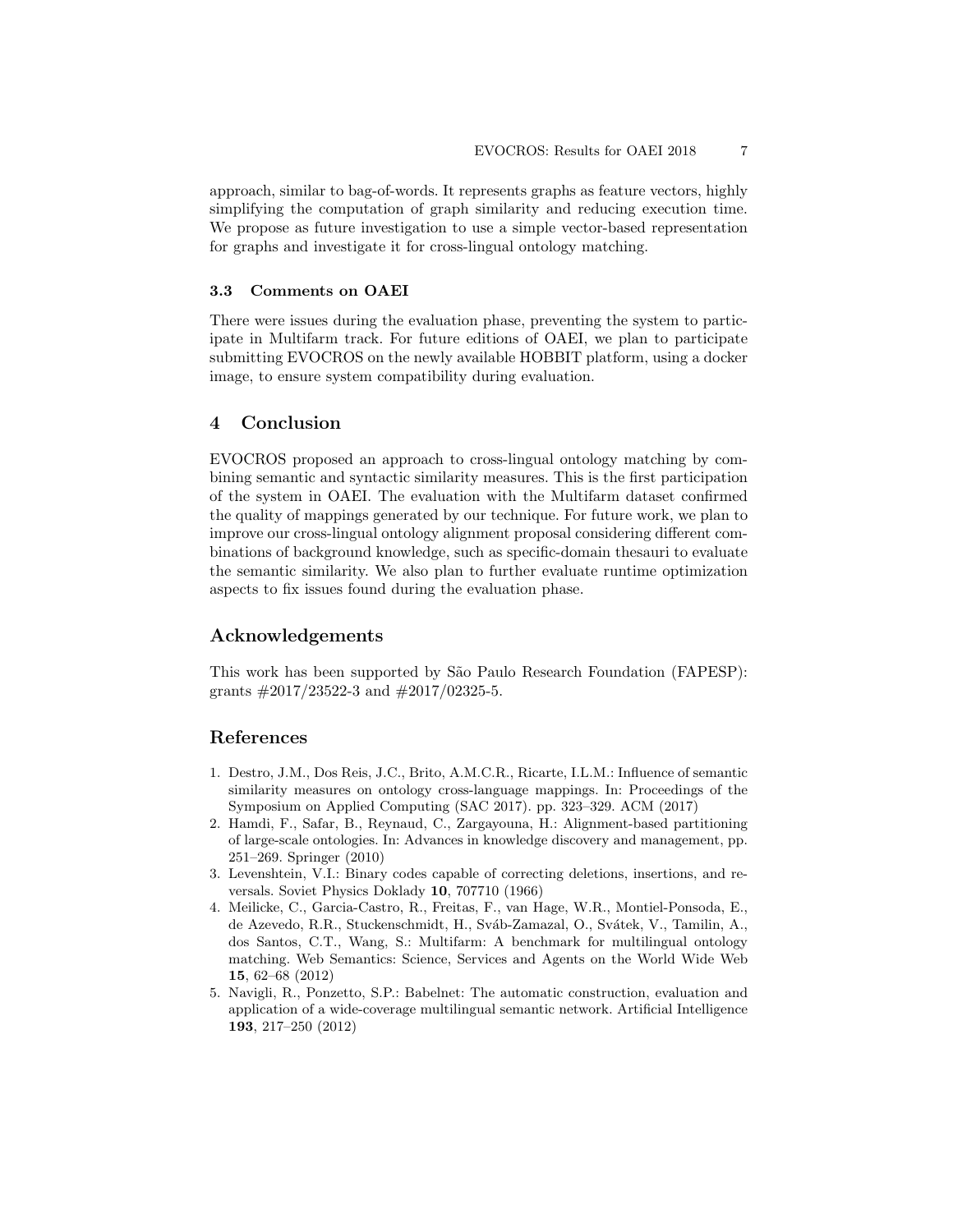approach, similar to bag-of-words. It represents graphs as feature vectors, highly simplifying the computation of graph similarity and reducing execution time. We propose as future investigation to use a simple vector-based representation for graphs and investigate it for cross-lingual ontology matching.

### 3.3 Comments on OAEI

There were issues during the evaluation phase, preventing the system to participate in Multifarm track. For future editions of OAEI, we plan to participate submitting EVOCROS on the newly available HOBBIT platform, using a docker image, to ensure system compatibility during evaluation.

## 4 Conclusion

EVOCROS proposed an approach to cross-lingual ontology matching by combining semantic and syntactic similarity measures. This is the first participation of the system in OAEI. The evaluation with the Multifarm dataset confirmed the quality of mappings generated by our technique. For future work, we plan to improve our cross-lingual ontology alignment proposal considering different combinations of background knowledge, such as specific-domain thesauri to evaluate the semantic similarity. We also plan to further evaluate runtime optimization aspects to fix issues found during the evaluation phase.

## Acknowledgements

This work has been supported by São Paulo Research Foundation (FAPESP): grants #2017/23522-3 and #2017/02325-5.

## References

1. Destro, J.M., Dos Reis, J.C., Brito, A.M.C.R., Ricarte, I.L.M.: Influence of semantic similarity measures on ontology cross-language mappings. In: Proceedings of the Symposium on Applied Computing (SAC 2017). pp. 323–329. ACM (2017)
2. Hamdi, F., Safar, B., Reynaud, C., Zargayouna, H.: Alignment-based partitioning of large-scale ontologies. In: Advances in knowledge discovery and management, pp. 251–269. Springer (2010)
3. Levenshtein, V.I.: Binary codes capable of correcting deletions, insertions, and reversals. Soviet Physics Doklady **10**, 707710 (1966)
4. Meilicke, C., Garcia-Castro, R., Freitas, F., van Hage, W.R., Montiel-Ponsoda, E., de Azevedo, R.R., Stuckenschmidt, H., Sváb-Zamazal, O., Svátek, V., Tamilin, A., dos Santos, C.T., Wang, S.: Multifarm: A benchmark for multilingual ontology matching. Web Semantics: Science, Services and Agents on the World Wide Web **15**, 62–68 (2012)
5. Navigli, R., Ponzetto, S.P.: Babelnet: The automatic construction, evaluation and application of a wide-coverage multilingual semantic network. Artificial Intelligence **193**, 217–250 (2012)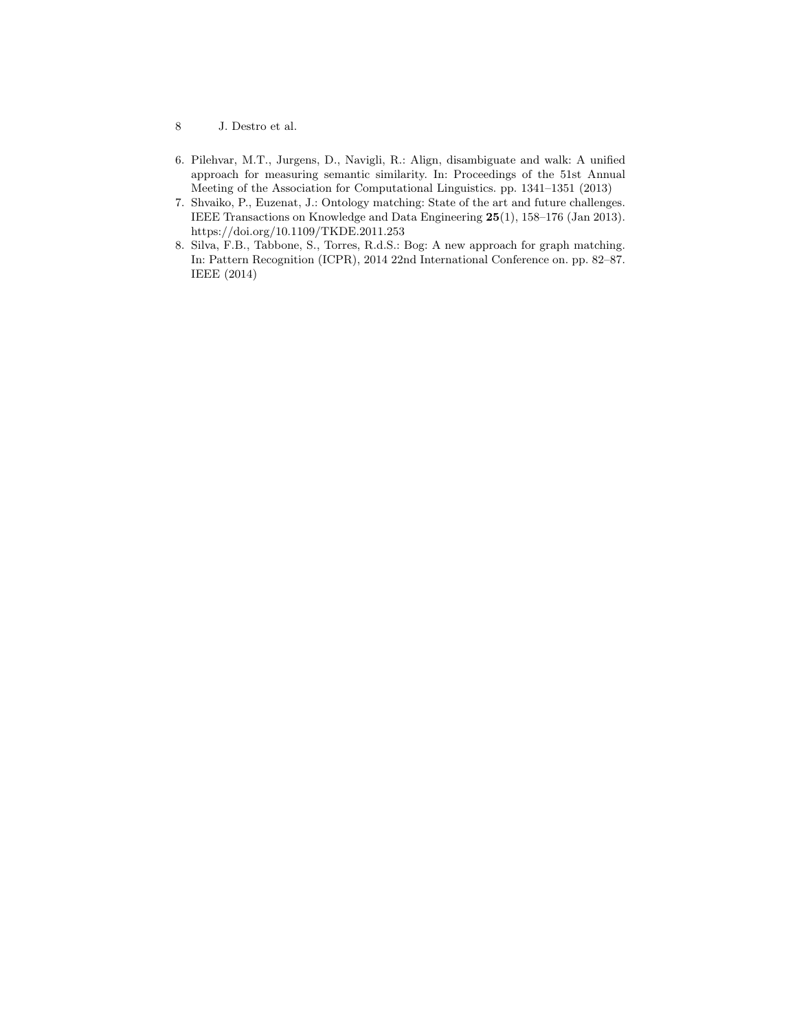6. Pilehvar, M.T., Jurgens, D., Navigli, R.: Align, disambiguate and walk: A unified approach for measuring semantic similarity. In: Proceedings of the 51st Annual Meeting of the Association for Computational Linguistics. pp. 1341–1351 (2013)
7. Shvaiko, P., Euzenat, J.: Ontology matching: State of the art and future challenges. IEEE Transactions on Knowledge and Data Engineering **25**(1), 158–176 (Jan 2013). https://doi.org/10.1109/TKDE.2011.253
8. Silva, F.B., Tabbone, S., Torres, R.d.S.: Bog: A new approach for graph matching. In: Pattern Recognition (ICPR), 2014 22nd International Conference on. pp. 82–87. IEEE (2014)